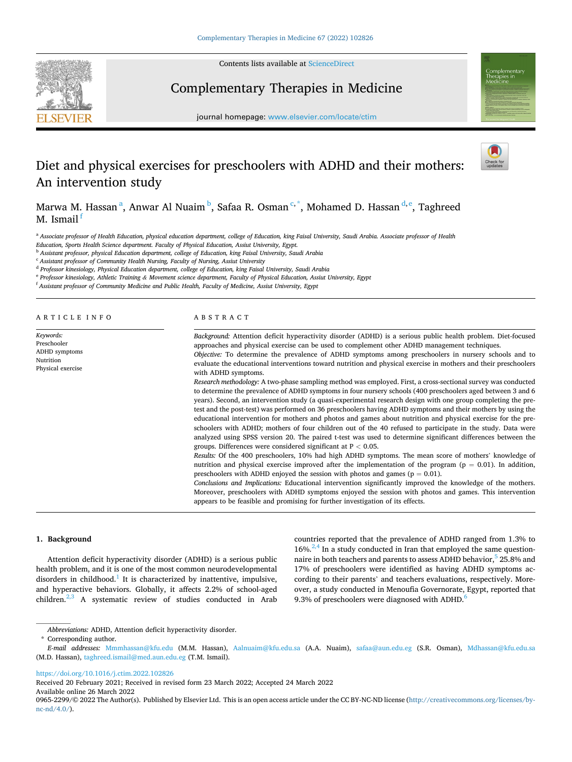# Diet and physical exercises for preschoolers with ADHD and their mothers: An intervention study

Marwa M. Hassan [a], Anwar Al Nuaim [b], Safaa R. Osman [c,*], Mohamed D. Hassan [d,e], Taghreed M. Ismail [f]

[a] Associate professor of Health Education, physical education department, college of Education, king Faisal University, Saudi Arabia. Associate professor of Health Education, Sports Health Science department. Faculty of Physical Education, Assiut University, Egypt.
[b] Assistant professor, physical Education department, college of Education, king Faisal University, Saudi Arabia
[c] Assistant professor of Community Health Nursing, Faculty of Nursing, Assiut University
[d] Professor kinesiology, Physical Education department, college of Education, king Faisal University, Saudi Arabia
[e] Professor kinesiology, Athletic Training & Movement science department, Faculty of Physical Education, Assiut University, Egypt
[f] Assistant professor of Community Medicine and Public Health, Faculty of Medicine, Assiut University, Egypt

## ARTICLE INFO

*Keywords:*
Preschooler
ADHD symptoms
Nutrition
Physical exercise

## ABSTRACT

*Background:* Attention deficit hyperactivity disorder (ADHD) is a serious public health problem. Diet-focused approaches and physical exercise can be used to complement other ADHD management techniques.

*Objective:* To determine the prevalence of ADHD symptoms among preschoolers in nursery schools and to evaluate the educational interventions toward nutrition and physical exercise in mothers and their preschoolers with ADHD symptoms.

*Research methodology:* A two-phase sampling method was employed. First, a cross-sectional survey was conducted to determine the prevalence of ADHD symptoms in four nursery schools (400 preschoolers aged between 3 and 6 years). Second, an intervention study (a quasi-experimental research design with one group completing the pre-test and the post-test) was performed on 36 preschoolers having ADHD symptoms and their mothers by using the educational intervention for mothers and photos and games about nutrition and physical exercise for the preschoolers with ADHD; mothers of four children out of the 40 refused to participate in the study. Data were analyzed using SPSS version 20. The paired t-test was used to determine significant differences between the groups. Differences were considered significant at $P < 0.05$.

*Results:* Of the 400 preschoolers, 10% had high ADHD symptoms. The mean score of mothers' knowledge of nutrition and physical exercise improved after the implementation of the program ($p = 0.01$). In addition, preschoolers with ADHD enjoyed the session with photos and games ($p = 0.01$).

*Conclusions and Implications:* Educational intervention significantly improved the knowledge of the mothers. Moreover, preschoolers with ADHD symptoms enjoyed the session with photos and games. This intervention appears to be feasible and promising for further investigation of its effects.

## 1. Background

Attention deficit hyperactivity disorder (ADHD) is a serious public health problem, and it is one of the most common neurodevelopmental disorders in childhood.[1] It is characterized by inattentive, impulsive, and hyperactive behaviors. Globally, it affects 2.2% of school-aged children.[2,3] A systematic review of studies conducted in Arab countries reported that the prevalence of ADHD ranged from 1.3% to 16%.[2,4] In a study conducted in Iran that employed the same questionnaire in both teachers and parents to assess ADHD behavior,[5] 25.8% and 17% of preschoolers were identified as having ADHD symptoms according to their parents' and teachers evaluations, respectively. Moreover, a study conducted in Menoufia Governorate, Egypt, reported that 9.3% of preschoolers were diagnosed with ADHD.[6]

---

*Abbreviations:* ADHD, Attention deficit hyperactivity disorder.

\* Corresponding author.

*E-mail addresses:* Mmmhassan@kfu.edu (M.M. Hassan), Aalnuaim@kfu.edu.sa (A.A. Nuaim), safaa@aun.edu.eg (S.R. Osman), Mdhassan@kfu.edu.sa (M.D. Hassan), taghreed.ismail@med.aun.edu.eg (T.M. Ismail).

https://doi.org/10.1016/j.ctim.2022.102826

Received 20 February 2021; Received in revised form 23 March 2022; Accepted 24 March 2022

Available online 26 March 2022

0965-2299/© 2022 The Author(s). Published by Elsevier Ltd. This is an open access article under the CC BY-NC-ND license (http://creativecommons.org/licenses/by-nc-nd/4.0/).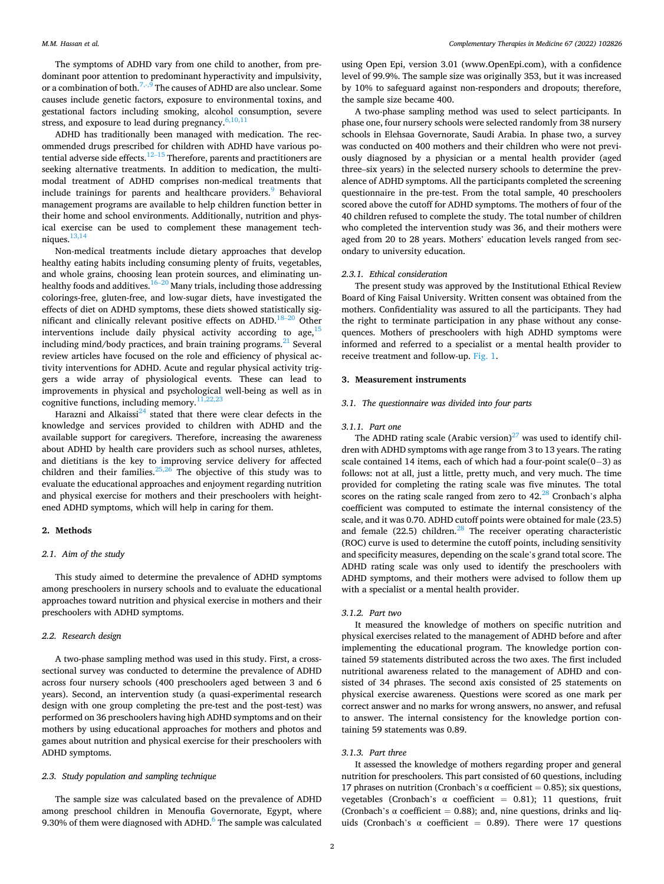The symptoms of ADHD vary from one child to another, from predominant poor attention to predominant hyperactivity and impulsivity, or a combination of both.[7,-,9] The causes of ADHD are also unclear. Some causes include genetic factors, exposure to environmental toxins, and gestational factors including smoking, alcohol consumption, severe stress, and exposure to lead during pregnancy.[6,10,11]

ADHD has traditionally been managed with medication. The recommended drugs prescribed for children with ADHD have various potential adverse side effects.[12–15] Therefore, parents and practitioners are seeking alternative treatments. In addition to medication, the multimodal treatment of ADHD comprises non-medical treatments that include trainings for parents and healthcare providers.[9] Behavioral management programs are available to help children function better in their home and school environments. Additionally, nutrition and physical exercise can be used to complement these management techniques.[13,14]

Non-medical treatments include dietary approaches that develop healthy eating habits including consuming plenty of fruits, vegetables, and whole grains, choosing lean protein sources, and eliminating unhealthy foods and additives.[16–20] Many trials, including those addressing colorings-free, gluten-free, and low-sugar diets, have investigated the effects of diet on ADHD symptoms, these diets showed statistically significant and clinically relevant positive effects on ADHD.[18–20] Other interventions include daily physical activity according to age,[15] including mind/body practices, and brain training programs.[21] Several review articles have focused on the role and efficiency of physical activity interventions for ADHD. Acute and regular physical activity triggers a wide array of physiological events. These can lead to improvements in physical and psychological well-being as well as in cognitive functions, including memory.[11,22,23]

Harazni and Alkaissi[24] stated that there were clear defects in the knowledge and services provided to children with ADHD and the available support for caregivers. Therefore, increasing the awareness about ADHD by health care providers such as school nurses, athletes, and dietitians is the key to improving service delivery for affected children and their families.[25,26] The objective of this study was to evaluate the educational approaches and enjoyment regarding nutrition and physical exercise for mothers and their preschoolers with heightened ADHD symptoms, which will help in caring for them.

## 2. Methods

### 2.1. Aim of the study

This study aimed to determine the prevalence of ADHD symptoms among preschoolers in nursery schools and to evaluate the educational approaches toward nutrition and physical exercise in mothers and their preschoolers with ADHD symptoms.

### 2.2. Research design

A two-phase sampling method was used in this study. First, a cross-sectional survey was conducted to determine the prevalence of ADHD across four nursery schools (400 preschoolers aged between 3 and 6 years). Second, an intervention study (a quasi-experimental research design with one group completing the pre-test and the post-test) was performed on 36 preschoolers having high ADHD symptoms and on their mothers by using educational approaches for mothers and photos and games about nutrition and physical exercise for their preschoolers with ADHD symptoms.

### 2.3. Study population and sampling technique

The sample size was calculated based on the prevalence of ADHD among preschool children in Menoufia Governorate, Egypt, where 9.30% of them were diagnosed with ADHD.[6] The sample was calculated using Open Epi, version 3.01 (www.OpenEpi.com), with a confidence level of 99.9%. The sample size was originally 353, but it was increased by 10% to safeguard against non-responders and dropouts; therefore, the sample size became 400.

A two-phase sampling method was used to select participants. In phase one, four nursery schools were selected randomly from 38 nursery schools in Elehsaa Governorate, Saudi Arabia. In phase two, a survey was conducted on 400 mothers and their children who were not previously diagnosed by a physician or a mental health provider (aged three–six years) in the selected nursery schools to determine the prevalence of ADHD symptoms. All the participants completed the screening questionnaire in the pre-test. From the total sample, 40 preschoolers scored above the cutoff for ADHD symptoms. The mothers of four of the 40 children refused to complete the study. The total number of children who completed the intervention study was 36, and their mothers were aged from 20 to 28 years. Mothers' education levels ranged from secondary to university education.

#### 2.3.1. Ethical consideration

The present study was approved by the Institutional Ethical Review Board of King Faisal University. Written consent was obtained from the mothers. Confidentiality was assured to all the participants. They had the right to terminate participation in any phase without any consequences. Mothers of preschoolers with high ADHD symptoms were informed and referred to a specialist or a mental health provider to receive treatment and follow-up. Fig. 1.

## 3. Measurement instruments

### 3.1. The questionnaire was divided into four parts

#### 3.1.1. Part one

The ADHD rating scale (Arabic version)[27] was used to identify children with ADHD symptoms with age range from 3 to 13 years. The rating scale contained 14 items, each of which had a four-point scale(0−3) as follows: not at all, just a little, pretty much, and very much. The time provided for completing the rating scale was five minutes. The total scores on the rating scale ranged from zero to 42.[28] Cronbach's alpha coefficient was computed to estimate the internal consistency of the scale, and it was 0.70. ADHD cutoff points were obtained for male (23.5) and female (22.5) children.[28] The receiver operating characteristic (ROC) curve is used to determine the cutoff points, including sensitivity and specificity measures, depending on the scale's grand total score. The ADHD rating scale was only used to identify the preschoolers with ADHD symptoms, and their mothers were advised to follow them up with a specialist or a mental health provider.

#### 3.1.2. Part two

It measured the knowledge of mothers on specific nutrition and physical exercises related to the management of ADHD before and after implementing the educational program. The knowledge portion contained 59 statements distributed across the two axes. The first included nutritional awareness related to the management of ADHD and consisted of 34 phrases. The second axis consisted of 25 statements on physical exercise awareness. Questions were scored as one mark per correct answer and no marks for wrong answers, no answer, and refusal to answer. The internal consistency for the knowledge portion containing 59 statements was 0.89.

#### 3.1.3. Part three

It assessed the knowledge of mothers regarding proper and general nutrition for preschoolers. This part consisted of 60 questions, including 17 phrases on nutrition (Cronbach's α coefficient = 0.85); six questions, vegetables (Cronbach's α coefficient = 0.81); 11 questions, fruit (Cronbach's α coefficient = 0.88); and, nine questions, drinks and liquids (Cronbach's α coefficient = 0.89). There were 17 questions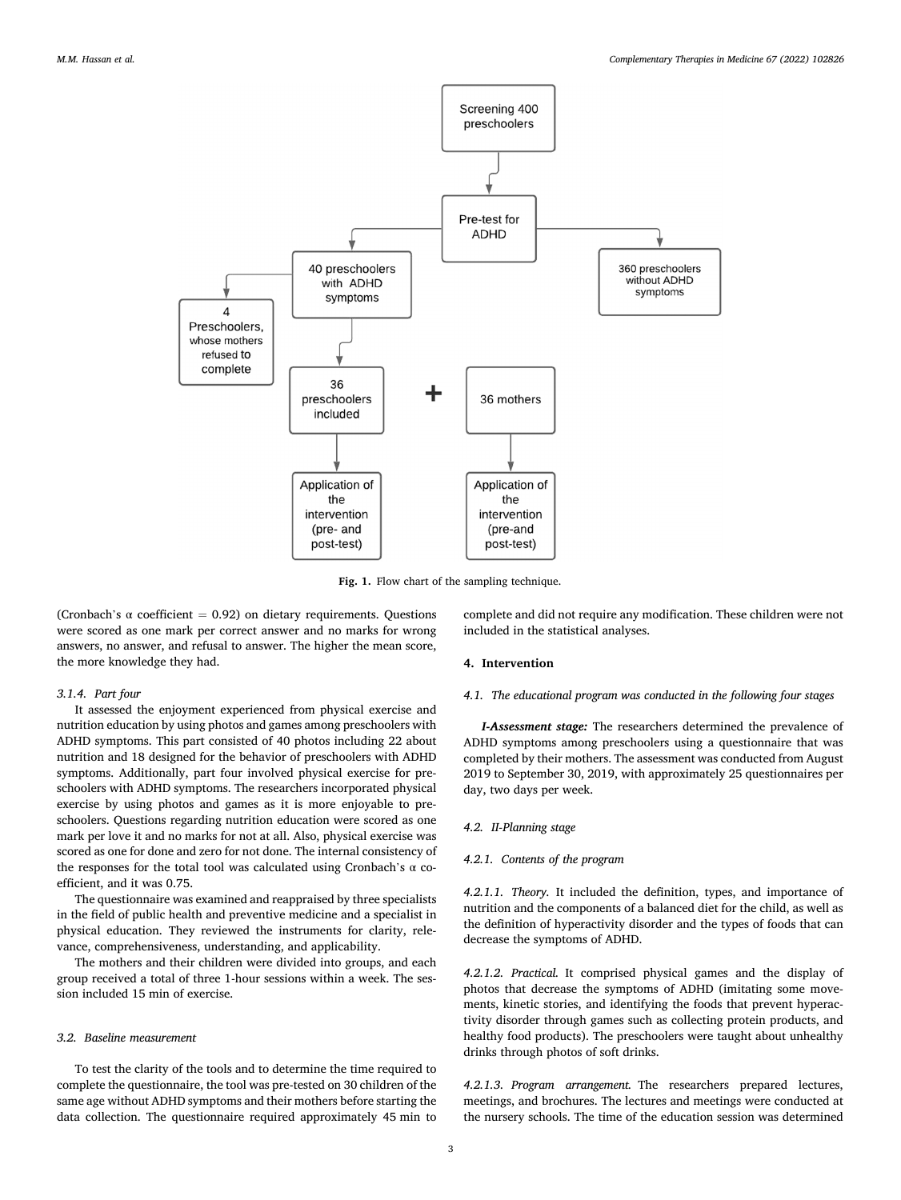Fig. 1. Flow chart of the sampling technique.

(Cronbach's α coefficient = 0.92) on dietary requirements. Questions were scored as one mark per correct answer and no marks for wrong answers, no answer, and refusal to answer. The higher the mean score, the more knowledge they had.

#### 3.1.4. Part four

It assessed the enjoyment experienced from physical exercise and nutrition education by using photos and games among preschoolers with ADHD symptoms. This part consisted of 40 photos including 22 about nutrition and 18 designed for the behavior of preschoolers with ADHD symptoms. Additionally, part four involved physical exercise for preschoolers with ADHD symptoms. The researchers incorporated physical exercise by using photos and games as it is more enjoyable to preschoolers. Questions regarding nutrition education were scored as one mark per love it and no marks for not at all. Also, physical exercise was scored as one for done and zero for not done. The internal consistency of the responses for the total tool was calculated using Cronbach's α coefficient, and it was 0.75.

The questionnaire was examined and reappraised by three specialists in the field of public health and preventive medicine and a specialist in physical education. They reviewed the instruments for clarity, relevance, comprehensiveness, understanding, and applicability.

The mothers and their children were divided into groups, and each group received a total of three 1-hour sessions within a week. The session included 15 min of exercise.

### 3.2. Baseline measurement

To test the clarity of the tools and to determine the time required to complete the questionnaire, the tool was pre-tested on 30 children of the same age without ADHD symptoms and their mothers before starting the data collection. The questionnaire required approximately 45 min to complete and did not require any modification. These children were not included in the statistical analyses.

## 4. Intervention

### 4.1. The educational program was conducted in the following four stages

***I-Assessment stage:*** The researchers determined the prevalence of ADHD symptoms among preschoolers using a questionnaire that was completed by their mothers. The assessment was conducted from August 2019 to September 30, 2019, with approximately 25 questionnaires per day, two days per week.

### 4.2. II-Planning stage

#### 4.2.1. Contents of the program

*4.2.1.1. Theory.* It included the definition, types, and importance of nutrition and the components of a balanced diet for the child, as well as the definition of hyperactivity disorder and the types of foods that can decrease the symptoms of ADHD.

*4.2.1.2. Practical.* It comprised physical games and the display of photos that decrease the symptoms of ADHD (imitating some movements, kinetic stories, and identifying the foods that prevent hyperactivity disorder through games such as collecting protein products, and healthy food products). The preschoolers were taught about unhealthy drinks through photos of soft drinks.

*4.2.1.3. Program arrangement.* The researchers prepared lectures, meetings, and brochures. The lectures and meetings were conducted at the nursery schools. The time of the education session was determined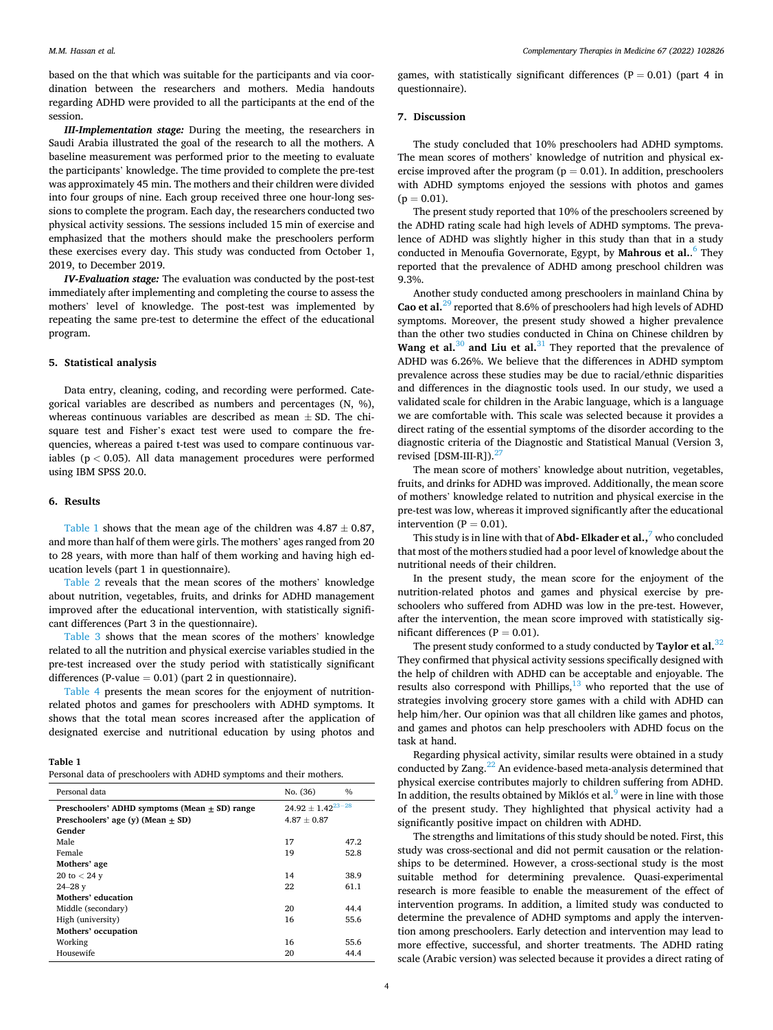based on the that which was suitable for the participants and via coordination between the researchers and mothers. Media handouts regarding ADHD were provided to all the participants at the end of the session.

***III-Implementation stage:*** During the meeting, the researchers in Saudi Arabia illustrated the goal of the research to all the mothers. A baseline measurement was performed prior to the meeting to evaluate the participants' knowledge. The time provided to complete the pre-test was approximately 45 min. The mothers and their children were divided into four groups of nine. Each group received three one hour-long sessions to complete the program. Each day, the researchers conducted two physical activity sessions. The sessions included 15 min of exercise and emphasized that the mothers should make the preschoolers perform these exercises every day. This study was conducted from October 1, 2019, to December 2019.

***IV-Evaluation stage:*** The evaluation was conducted by the post-test immediately after implementing and completing the course to assess the mothers' level of knowledge. The post-test was implemented by repeating the same pre-test to determine the effect of the educational program.

## 5. Statistical analysis

Data entry, cleaning, coding, and recording were performed. Categorical variables are described as numbers and percentages (N, %), whereas continuous variables are described as mean ± SD. The chi-square test and Fisher's exact test were used to compare the frequencies, whereas a paired t-test was used to compare continuous variables ($p < 0.05$). All data management procedures were performed using IBM SPSS 20.0.

## 6. Results

Table 1 shows that the mean age of the children was 4.87 ± 0.87, and more than half of them were girls. The mothers' ages ranged from 20 to 28 years, with more than half of them working and having high education levels (part 1 in questionnaire).

Table 2 reveals that the mean scores of the mothers' knowledge about nutrition, vegetables, fruits, and drinks for ADHD management improved after the educational intervention, with statistically significant differences (Part 3 in the questionnaire).

Table 3 shows that the mean scores of the mothers' knowledge related to all the nutrition and physical exercise variables studied in the pre-test increased over the study period with statistically significant differences (P-value = 0.01) (part 2 in questionnaire).

Table 4 presents the mean scores for the enjoyment of nutrition-related photos and games for preschoolers with ADHD symptoms. It shows that the total mean scores increased after the application of designated exercise and nutritional education by using photos and games, with statistically significant differences ($P = 0.01$) (part 4 in questionnaire).

**Table 1**
Personal data of preschoolers with ADHD symptoms and their mothers.

| Personal data | No. (36) | % |
|---|---|---|
| **Preschoolers' ADHD symptoms (Mean ± SD) range** | 24.92 ± 1.42[23–28] | |
| **Preschoolers' age (y) (Mean ± SD)** | 4.87 ± 0.87 | |
| **Gender** | | |
| Male | 17 | 47.2 |
| Female | 19 | 52.8 |
| **Mothers' age** | | |
| 20 to < 24 y | 14 | 38.9 |
| 24–28 y | 22 | 61.1 |
| **Mothers' education** | | |
| Middle (secondary) | 20 | 44.4 |
| High (university) | 16 | 55.6 |
| **Mothers' occupation** | | |
| Working | 16 | 55.6 |
| Housewife | 20 | 44.4 |

## 7. Discussion

The study concluded that 10% preschoolers had ADHD symptoms. The mean scores of mothers' knowledge of nutrition and physical exercise improved after the program ($p = 0.01$). In addition, preschoolers with ADHD symptoms enjoyed the sessions with photos and games ($p = 0.01$).

The present study reported that 10% of the preschoolers screened by the ADHD rating scale had high levels of ADHD symptoms. The prevalence of ADHD was slightly higher in this study than that in a study conducted in Menoufia Governorate, Egypt, by **Mahrous et al.**.[6] They reported that the prevalence of ADHD among preschool children was 9.3%.

Another study conducted among preschoolers in mainland China by **Cao et al.**[29] reported that 8.6% of preschoolers had high levels of ADHD symptoms. Moreover, the present study showed a higher prevalence than the other two studies conducted in China on Chinese children by **Wang et al.**[30] **and Liu et al.**[31] They reported that the prevalence of ADHD was 6.26%. We believe that the differences in ADHD symptom prevalence across these studies may be due to racial/ethnic disparities and differences in the diagnostic tools used. In our study, we used a validated scale for children in the Arabic language, which is a language we are comfortable with. This scale was selected because it provides a direct rating of the essential symptoms of the disorder according to the diagnostic criteria of the Diagnostic and Statistical Manual (Version 3, revised [DSM-III-R]).[27]

The mean score of mothers' knowledge about nutrition, vegetables, fruits, and drinks for ADHD was improved. Additionally, the mean score of mothers' knowledge related to nutrition and physical exercise in the pre-test was low, whereas it improved significantly after the educational intervention ($P = 0.01$).

This study is in line with that of **Abd- Elkader et al.,**[7] who concluded that most of the mothers studied had a poor level of knowledge about the nutritional needs of their children.

In the present study, the mean score for the enjoyment of the nutrition-related photos and games and physical exercise by preschoolers who suffered from ADHD was low in the pre-test. However, after the intervention, the mean score improved with statistically significant differences ($P = 0.01$).

The present study conformed to a study conducted by **Taylor et al.**[32] They confirmed that physical activity sessions specifically designed with the help of children with ADHD can be acceptable and enjoyable. The results also correspond with Phillips,[13] who reported that the use of strategies involving grocery store games with a child with ADHD can help him/her. Our opinion was that all children like games and photos, and games and photos can help preschoolers with ADHD focus on the task at hand.

Regarding physical activity, similar results were obtained in a study conducted by Zang.[22] An evidence-based meta-analysis determined that physical exercise contributes majorly to children suffering from ADHD. In addition, the results obtained by Miklós et al.[9] were in line with those of the present study. They highlighted that physical activity had a significantly positive impact on children with ADHD.

The strengths and limitations of this study should be noted. First, this study was cross-sectional and did not permit causation or the relationships to be determined. However, a cross-sectional study is the most suitable method for determining prevalence. Quasi-experimental research is more feasible to enable the measurement of the effect of intervention programs. In addition, a limited study was conducted to determine the prevalence of ADHD symptoms and apply the intervention among preschoolers. Early detection and intervention may lead to more effective, successful, and shorter treatments. The ADHD rating scale (Arabic version) was selected because it provides a direct rating of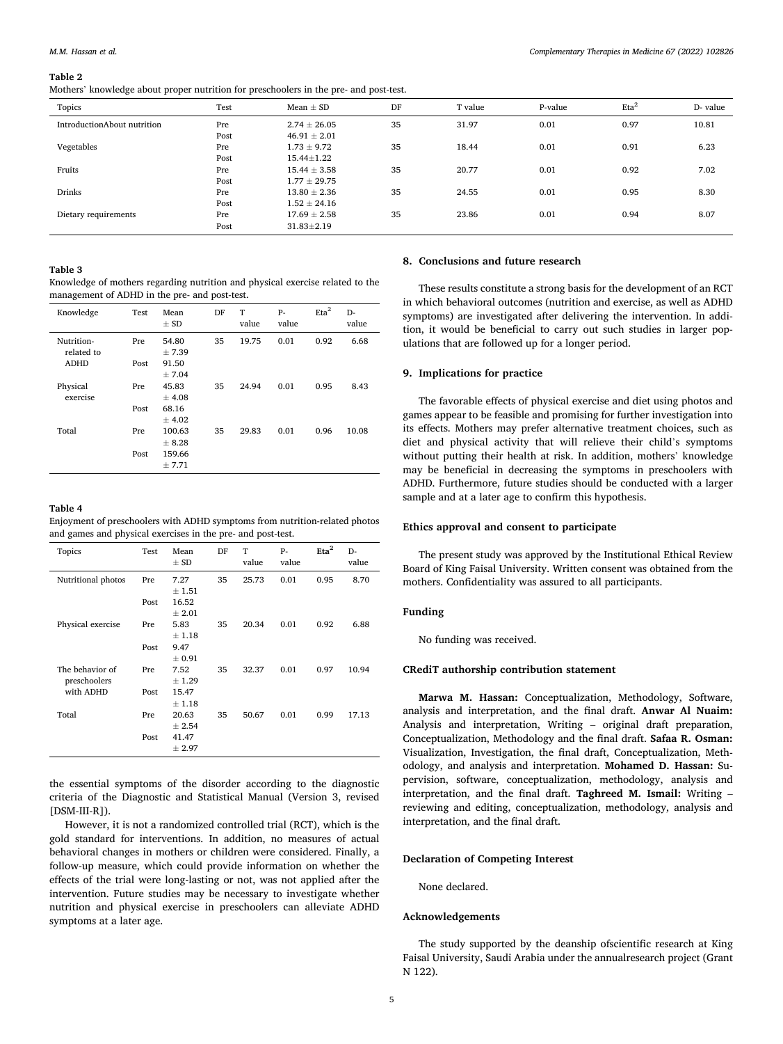**Table 2**

Mothers' knowledge about proper nutrition for preschoolers in the pre- and post-test.

| Topics | Test | Mean ± SD | DF | T value | P-value | Eta[2] | D- value |
|---|---|---|---|---|---|---|---|
| IntroductionAbout nutrition | Pre | 2.74 ± 26.05 | 35 | 31.97 | 0.01 | 0.97 | 10.81 |
| | Post | 46.91 ± 2.01 | | | | | |
| Vegetables | Pre | 1.73 ± 9.72 | 35 | 18.44 | 0.01 | 0.91 | 6.23 |
| | Post | 15.44±1.22 | | | | | |
| Fruits | Pre | 15.44 ± 3.58 | 35 | 20.77 | 0.01 | 0.92 | 7.02 |
| | Post | 1.77 ± 29.75 | | | | | |
| Drinks | Pre | 13.80 ± 2.36 | 35 | 24.55 | 0.01 | 0.95 | 8.30 |
| | Post | 1.52 ± 24.16 | | | | | |
| Dietary requirements | Pre | 17.69 ± 2.58 | 35 | 23.86 | 0.01 | 0.94 | 8.07 |
| | Post | 31.83±2.19 | | | | | |

**Table 3**

Knowledge of mothers regarding nutrition and physical exercise related to the management of ADHD in the pre- and post-test.

| Knowledge | Test | Mean ± SD | DF | T value | P-value | Eta[2] | D-value |
|---|---|---|---|---|---|---|---|
| Nutrition-related to ADHD | Pre | 54.80 ± 7.39 | 35 | 19.75 | 0.01 | 0.92 | 6.68 |
| | Post | 91.50 ± 7.04 | | | | | |
| Physical exercise | Pre | 45.83 ± 4.08 | 35 | 24.94 | 0.01 | 0.95 | 8.43 |
| | Post | 68.16 ± 4.02 | | | | | |
| Total | Pre | 100.63 ± 8.28 | 35 | 29.83 | 0.01 | 0.96 | 10.08 |
| | Post | 159.66 ± 7.71 | | | | | |

**Table 4**

Enjoyment of preschoolers with ADHD symptoms from nutrition-related photos and games and physical exercises in the pre- and post-test.

| Topics | Test | Mean ± SD | DF | T value | P-value | **Eta[2]** | D-value |
|---|---|---|---|---|---|---|---|
| Nutritional photos | Pre | 7.27 ± 1.51 | 35 | 25.73 | 0.01 | 0.95 | 8.70 |
| | Post | 16.52 ± 2.01 | | | | | |
| Physical exercise | Pre | 5.83 ± 1.18 | 35 | 20.34 | 0.01 | 0.92 | 6.88 |
| | Post | 9.47 ± 0.91 | | | | | |
| The behavior of preschoolers with ADHD | Pre | 7.52 ± 1.29 | 35 | 32.37 | 0.01 | 0.97 | 10.94 |
| | Post | 15.47 ± 1.18 | | | | | |
| Total | Pre | 20.63 ± 2.54 | 35 | 50.67 | 0.01 | 0.99 | 17.13 |
| | Post | 41.47 ± 2.97 | | | | | |

the essential symptoms of the disorder according to the diagnostic criteria of the Diagnostic and Statistical Manual (Version 3, revised [DSM-III-R]).

However, it is not a randomized controlled trial (RCT), which is the gold standard for interventions. In addition, no measures of actual behavioral changes in mothers or children were considered. Finally, a follow-up measure, which could provide information on whether the effects of the trial were long-lasting or not, was not applied after the intervention. Future studies may be necessary to investigate whether nutrition and physical exercise in preschoolers can alleviate ADHD symptoms at a later age.

## 8. Conclusions and future research

These results constitute a strong basis for the development of an RCT in which behavioral outcomes (nutrition and exercise, as well as ADHD symptoms) are investigated after delivering the intervention. In addition, it would be beneficial to carry out such studies in larger populations that are followed up for a longer period.

## 9. Implications for practice

The favorable effects of physical exercise and diet using photos and games appear to be feasible and promising for further investigation into its effects. Mothers may prefer alternative treatment choices, such as diet and physical activity that will relieve their child's symptoms without putting their health at risk. In addition, mothers' knowledge may be beneficial in decreasing the symptoms in preschoolers with ADHD. Furthermore, future studies should be conducted with a larger sample and at a later age to confirm this hypothesis.

## Ethics approval and consent to participate

The present study was approved by the Institutional Ethical Review Board of King Faisal University. Written consent was obtained from the mothers. Confidentiality was assured to all participants.

## Funding

No funding was received.

## CRediT authorship contribution statement

**Marwa M. Hassan:** Conceptualization, Methodology, Software, analysis and interpretation, and the final draft. **Anwar Al Nuaim:** Analysis and interpretation, Writing – original draft preparation, Conceptualization, Methodology and the final draft. **Safaa R. Osman:** Visualization, Investigation, the final draft, Conceptualization, Methodology, and analysis and interpretation. **Mohamed D. Hassan:** Supervision, software, conceptualization, methodology, analysis and interpretation, and the final draft. **Taghreed M. Ismail:** Writing – reviewing and editing, conceptualization, methodology, analysis and interpretation, and the final draft.

## Declaration of Competing Interest

None declared.

## Acknowledgements

The study supported by the deanship ofscientific research at King Faisal University, Saudi Arabia under the annualresearch project (Grant N 122).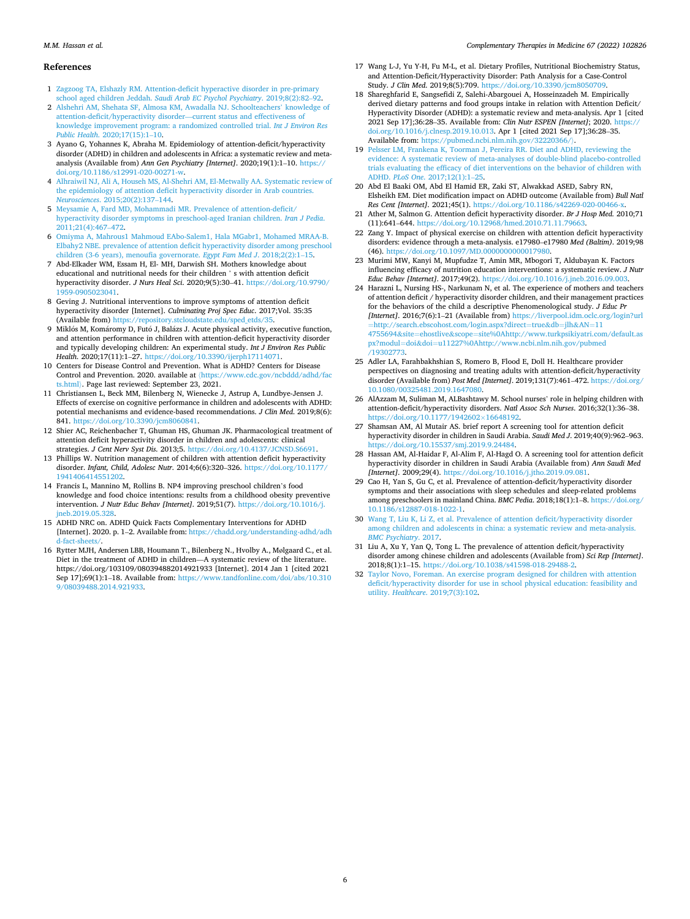## References

1. Zagzoog TA, Elshazly RM. Attention-deficit hyperactive disorder in pre-primary school aged children Jeddah. *Saudi Arab EC Psychol Psychiatry*. 2019;8(2):82–92.
2. Alshehri AM, Shehata SF, Almosa KM, Awadalla NJ. Schoolteachers' knowledge of attention-deficit/hyperactivity disorder—current status and effectiveness of knowledge improvement program: a randomized controlled trial. *Int J Environ Res Public Health*. 2020;17(15):1–10.
3. Ayano G, Yohannes K, Abraha M. Epidemiology of attention-deficit/hyperactivity disorder (ADHD) in children and adolescents in Africa: a systematic review and meta-analysis (Available from) *Ann Gen Psychiatry [Internet]*. 2020;19(1):1–10. https://doi.org/10.1186/s12991-020-00271-w.
4. Alhraiwil NJ, Ali A, Househ MS, Al-Shehri AM, El-Metwally AA. Systematic review of the epidemiology of attention deficit hyperactivity disorder in Arab countries. *Neurosciences*. 2015;20(2):137–144.
5. Meysamie A, Fard MD, Mohammadi MR. Prevalence of attention-deficit/hyperactivity disorder symptoms in preschool-aged Iranian children. *Iran J Pedia*. 2011;21(4):467–472.
6. Omiyma A, Mahrous1 Mahmoud EAbo-Salem1, Hala MGabr1, Mohamed MRAA-B. Elbahy2 NBE. prevalence of attention deficit hyperactivity disorder among preschool children (3-6 years), menoufia governorate. *Egypt Fam Med J*. 2018;2(2):1–15.
7. Abd-Elkader WM, Essam H, El- MH, Darwish SH. Mothers knowledge about educational and nutritional needs for their children ' s with attention deficit hyperactivity disorder. *J Nurs Heal Sci*. 2020;9(5):30–41. https://doi.org/10.9790/1959-0905023041.
8. Geving J. Nutritional interventions to improve symptoms of attention deficit hyperactivity disorder [Internet]. *Culminating Proj Spec Educ*. 2017;Vol. 35:35 (Available from) https://repository.stcloudstate.edu/sped_etds/35.
9. Miklós M, Komáromy D, Futó J, Balázs J. Acute physical activity, executive function, and attention performance in children with attention-deficit hyperactivity disorder and typically developing children: An experimental study. *Int J Environ Res Public Health*. 2020;17(11):1–27. https://doi.org/10.3390/ijerph17114071.
10. Centers for Disease Control and Prevention. What is ADHD? Centers for Disease Control and Prevention. 2020. available at ⟨https://www.cdc.gov/ncbddd/adhd/facts.html⟩. Page last reviewed: September 23, 2021.
11. Christiansen L, Beck MM, Bilenberg N, Wienecke J, Astrup A, Lundbye-Jensen J. Effects of exercise on cognitive performance in children and adolescents with ADHD: potential mechanisms and evidence-based recommendations. *J Clin Med*. 2019;8(6):841. https://doi.org/10.3390/jcm8060841.
12. Shier AC, Reichenbacher T, Ghuman HS, Ghuman JK. Pharmacological treatment of attention deficit hyperactivity disorder in children and adolescents: clinical strategies. *J Cent Nerv Syst Dis*. 2013;5. https://doi.org/10.4137/JCNSD.S6691.
13. Phillips W. Nutrition management of children with attention deficit hyperactivity disorder. *Infant, Child, Adolesc Nutr*. 2014;6(6):320–326. https://doi.org/10.1177/1941406414551202.
14. Francis L, Mannino M, Rollins B. NP4 improving preschool children's food knowledge and food choice intentions: results from a childhood obesity preventive intervention. *J Nutr Educ Behav [Internet]*. 2019;51(7). https://doi.org/10.1016/j.jneb.2019.05.328.
15. ADHD NRC on. ADHD Quick Facts Complementary Interventions for ADHD [Internet]. 2020. p. 1–2. Available from: https://chadd.org/understanding-adhd/adhd-fact-sheets/.
16. Rytter MJH, Andersen LBB, Houmann T., Bilenberg N., Hvolby A., Mølgaard C., et al. Diet in the treatment of ADHD in children—A systematic review of the literature. https://doi.org/103109/080394882014921933 [Internet]. 2014 Jan 1 [cited 2021 Sep 17];69(1):1–18. Available from: https://www.tandfonline.com/doi/abs/10.3109/08039488.2014.921933.
17. Wang L-J, Yu Y-H, Fu M-L, et al. Dietary Profiles, Nutritional Biochemistry Status, and Attention-Deficit/Hyperactivity Disorder: Path Analysis for a Case-Control Study. *J Clin Med*. 2019;8(5):709. https://doi.org/10.3390/jcm8050709.
18. Shareghfarid E, Sangsefidi Z, Salehi-Abargouei A, Hosseinzadeh M. Empirically derived dietary patterns and food groups intake in relation with Attention Deficit/Hyperactivity Disorder (ADHD): a systematic review and meta-analysis. Apr 1 [cited 2021 Sep 17];36:28–35. Available from: *Clin Nutr ESPEN [Internet]*; 2020. https://doi.org/10.1016/j.clnesp.2019.10.013. Apr 1 [cited 2021 Sep 17];36:28–35. Available from: https://pubmed.ncbi.nlm.nih.gov/32220366/⟩.
19. Pelsser LM, Frankena K, Toorman J, Pereira RR. Diet and ADHD, reviewing the evidence: A systematic review of meta-analyses of double-blind placebo-controlled trials evaluating the efficacy of diet interventions on the behavior of children with ADHD. *PLoS One*. 2017;12(1):1–25.
20. Abd El Baaki OM, Abd El Hamid ER, Zaki ST, Alwakkad ASED, Sabry RN, Elsheikh EM. Diet modification impact on ADHD outcome (Available from) *Bull Natl Res Cent [Internet]*. 2021;45(1). https://doi.org/10.1186/s42269-020-00466-x.
21. Ather M, Salmon G. Attention deficit hyperactivity disorder. *Br J Hosp Med*. 2010;71(11):641–644. https://doi.org/10.12968/hmed.2010.71.11.79663.
22. Zang Y. Impact of physical exercise on children with attention deficit hyperactivity disorders: evidence through a meta-analysis. e17980–e17980 *Med (Baltim)*. 2019;98(46). https://doi.org/10.1097/MD.0000000000017980.
23. Murimi MW, Kanyi M, Mupfudze T, Amin MR, Mbogori T, Aldubayan K. Factors influencing efficacy of nutrition education interventions: a systematic review. *J Nutr Educ Behav [Internet]*. 2017;49(2). https://doi.org/10.1016/j.jneb.2016.09.003.
24. Harazni L, Nursing HS-, Narkunam N, et al. The experience of mothers and teachers of attention deficit / hyperactivity disorder children, and their management practices for the behaviors of the child a descriptive Phenomenological study. *J Educ Pr [Internet]*. 2016;7(6):1–21 (Available from) https://liverpool.idm.oclc.org/login?url=http://search.ebscohost.com/login.aspx?direct=true&db=jlh&AN=114755694&site=ehostlive&scope=site%0Ahttp://www.turkpsikiyatri.com/default.aspx?modul=doi&doi=u11227%0Ahttp://www.ncbi.nlm.nih.gov/pubmed/19302773.
25. Adler LA, Farahbakhshian S, Romero B, Flood E, Doll H. Healthcare provider perspectives on diagnosing and treating adults with attention-deficit/hyperactivity disorder (Available from) *Post Med [Internet]*. 2019;131(7):461–472. https://doi.org/10.1080/00325481.2019.1647080.
26. AlAzzam M, Suliman M, ALBashtawy M. School nurses' role in helping children with attention-deficit/hyperactivity disorders. *Natl Assoc Sch Nurses*. 2016;32(1):36–38. https://doi.org/10.1177/1942602×16648192.
27. Shamsan AM, Al Mutair AS. brief report A screening tool for attention deficit hyperactivity disorder in children in Saudi Arabia. *Saudi Med J*. 2019;40(9):962–963. https://doi.org/10.15537/smj.2019.9.24484.
28. Hassan AM, Al-Haidar F, Al-Alim F, Al-Hagd O. A screening tool for attention deficit hyperactivity disorder in children in Saudi Arabia (Available from) *Ann Saudi Med [Internet]*. 2009;29(4). https://doi.org/10.1016/j.jtho.2019.09.081.
29. Cao H, Yan S, Gu C, et al. Prevalence of attention-deficit/hyperactivity disorder symptoms and their associations with sleep schedules and sleep-related problems among preschoolers in mainland China. *BMC Pedia*. 2018;18(1):1–8. https://doi.org/10.1186/s12887-018-1022-1.
30. Wang T, Liu K, Li Z, et al. Prevalence of attention deficit/hyperactivity disorder among children and adolescents in china: a systematic review and meta-analysis. *BMC Psychiatry*. 2017.
31. Liu A, Xu Y, Yan Q, Tong L. The prevalence of attention deficit/hyperactivity disorder among chinese children and adolescents (Available from) *Sci Rep [Internet]*. 2018;8(1):1–15. https://doi.org/10.1038/s41598-018-29488-2.
32. Taylor Novo, Foreman. An exercise program designed for children with attention deficit/hyperactivity disorder for use in school physical education: feasibility and utility. *Healthcare*. 2019;7(3):102.